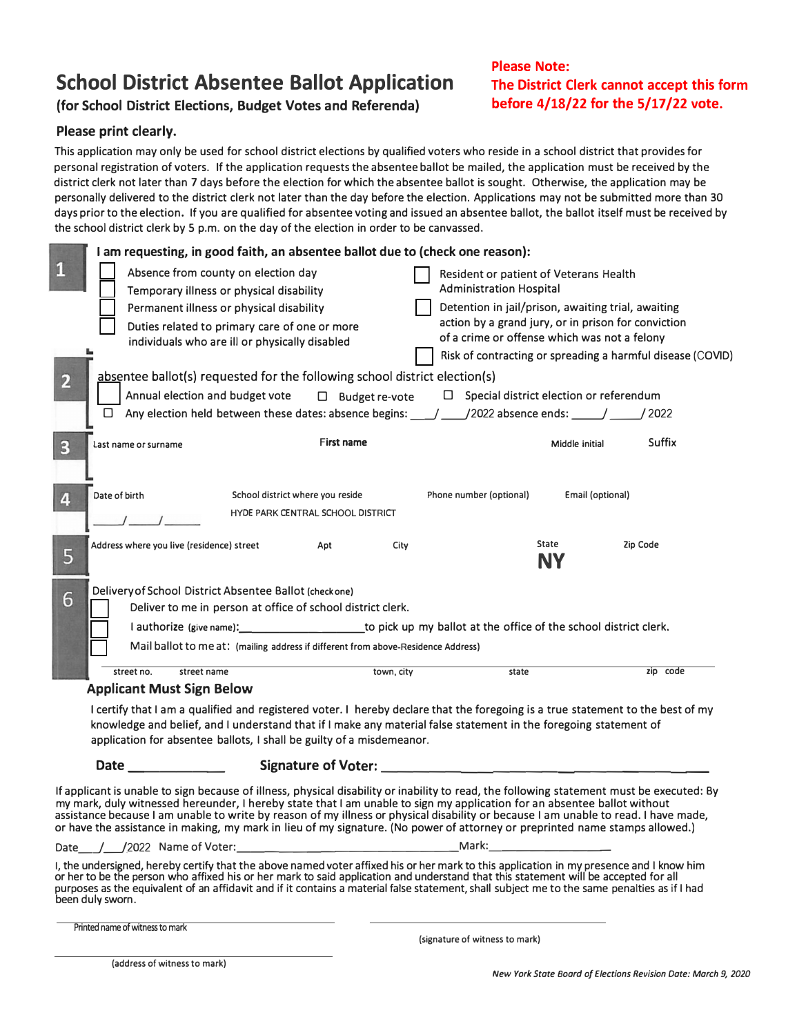# School District Absentee Ballot Application

**(for School District Elections, Budget Votes and Referenda)**

**Please Note:**
**The District Clerk cannot accept this form before 4/18/22 for the 5/17/22 vote.**

**Please print clearly.**

This application may only be used for school district elections by qualified voters who reside in a school district that provides for personal registration of voters. If the application requests the absentee ballot be mailed, the application must be received by the district clerk not later than 7 days before the election for which the absentee ballot is sought. Otherwise, the application may be personally delivered to the district clerk not later than the day before the election. Applications may not be submitted more than 30 days prior to the election. If you are qualified for absentee voting and issued an absentee ballot, the ballot itself must be received by the school district clerk by 5 p.m. on the day of the election in order to be canvassed.

**1** **I am requesting, in good faith, an absentee ballot due to (check one reason):**

- ☐ Absence from county on election day
- ☐ Temporary illness or physical disability
- ☐ Permanent illness or physical disability
- ☐ Duties related to primary care of one or more individuals who are ill or physically disabled
- ☐ Resident or patient of Veterans Health Administration Hospital
- ☐ Detention in jail/prison, awaiting trial, awaiting action by a grand jury, or in prison for conviction of a crime or offense which was not a felony
- ☐ Risk of contracting or spreading a harmful disease (COVID)

**2** absentee ballot(s) requested for the following school district election(s)

- ☐ Annual election and budget vote
- ☐ Budget re-vote
- ☐ Special district election or referendum
- ☐ Any election held between these dates: absence begins: ____/ ____/2022 absence ends: _____/ _____/ 2022

**3**

| Last name or surname | First name | Middle initial | Suffix |
|---|---|---|---|
| | | | |

**4**

| Date of birth | School district where you reside | Phone number (optional) | Email (optional) |
|---|---|---|---|
| _____/_____/______ | HYDE PARK CENTRAL SCHOOL DISTRICT | | |

**5**

| Address where you live (residence) street | Apt | City | State | Zip Code |
|---|---|---|---|---|
| | | | **NY** | |

**6** Delivery of School District Absentee Ballot (check one)

- ☐ Deliver to me in person at office of school district clerk.
- ☐ I authorize (give name):____________________to pick up my ballot at the office of the school district clerk.
- ☐ Mail ballot to me at: (mailing address if different from above-Residence Address)

| street no. | street name | town, city | state | zip code |
|---|---|---|---|---|
| | | | | |

**Applicant Must Sign Below**

I certify that I am a qualified and registered voter. I hereby declare that the foregoing is a true statement to the best of my knowledge and belief, and I understand that if I make any material false statement in the foregoing statement of application for absentee ballots, I shall be guilty of a misdemeanor.

**Date** ______________ **Signature of Voter:** ______________________________________

If applicant is unable to sign because of illness, physical disability or inability to read, the following statement must be executed: By my mark, duly witnessed hereunder, I hereby state that I am unable to sign my application for an absentee ballot without assistance because I am unable to write by reason of my illness or physical disability or because I am unable to read. I have made, or have the assistance in making, my mark in lieu of my signature. (No power of attorney or preprinted name stamps allowed.)

Date___/___/2022 Name of Voter:_________________________________Mark:__________________

I, the undersigned, hereby certify that the above named voter affixed his or her mark to this application in my presence and I know him or her to be the person who affixed his or her mark to said application and understand that this statement will be accepted for all purposes as the equivalent of an affidavit and if it contains a material false statement, shall subject me to the same penalties as if I had been duly sworn.

______________________________ Printed name of witness to mark

______________________________ (signature of witness to mark)

______________________________ (address of witness to mark)

*New York State Board of Elections Revision Date: March 9, 2020*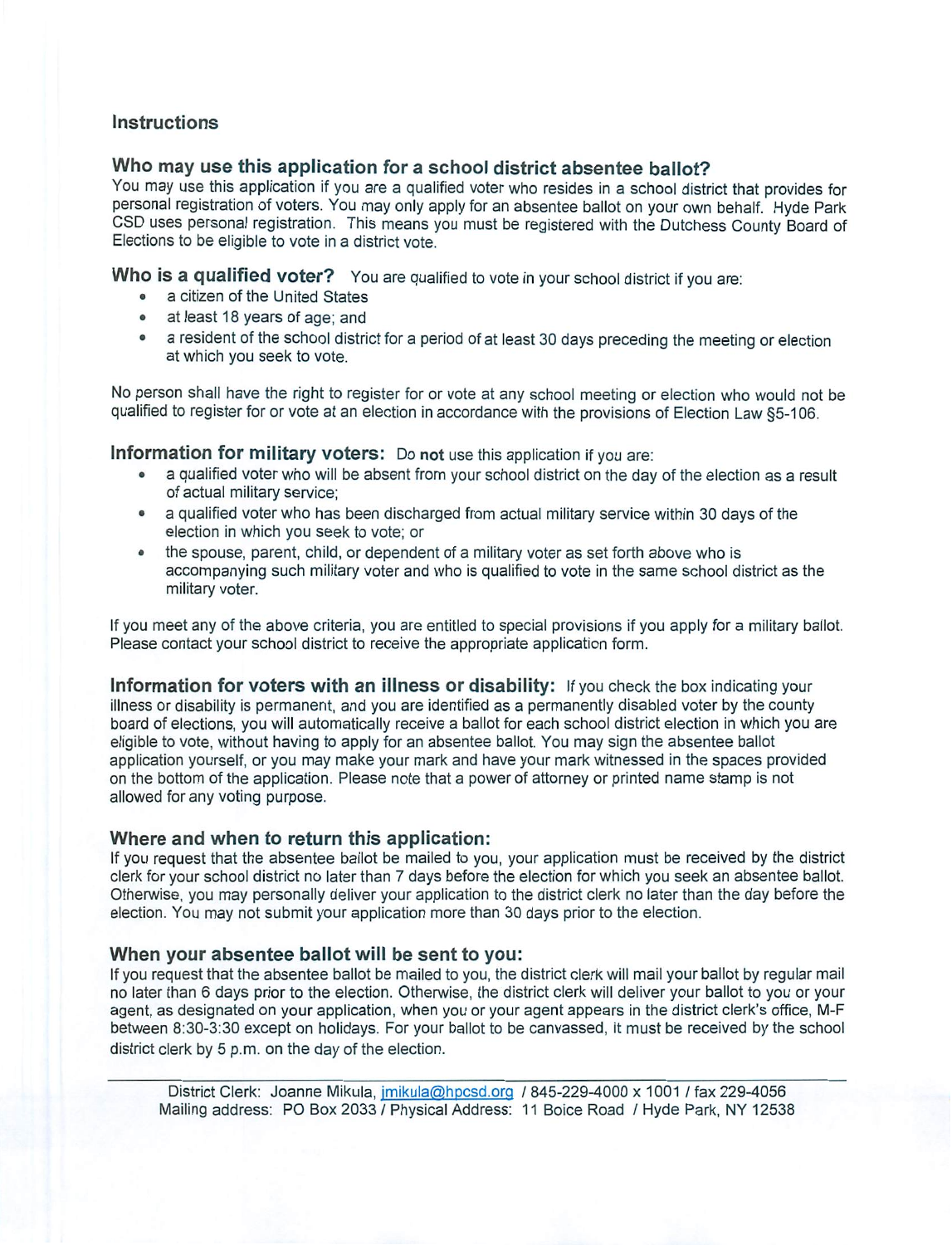## Instructions

### Who may use this application for a school district absentee ballot?

You may use this application if you are a qualified voter who resides in a school district that provides for personal registration of voters. You may only apply for an absentee ballot on your own behalf. Hyde Park CSD uses personal registration. This means you must be registered with the Dutchess County Board of Elections to be eligible to vote in a district vote.

**Who is a qualified voter?** You are qualified to vote in your school district if you are:

- a citizen of the United States
- at least 18 years of age; and
- a resident of the school district for a period of at least 30 days preceding the meeting or election at which you seek to vote.

No person shall have the right to register for or vote at any school meeting or election who would not be qualified to register for or vote at an election in accordance with the provisions of Election Law §5-106.

**Information for military voters:** Do **not** use this application if you are:

- a qualified voter who will be absent from your school district on the day of the election as a result of actual military service;
- a qualified voter who has been discharged from actual military service within 30 days of the election in which you seek to vote; or
- the spouse, parent, child, or dependent of a military voter as set forth above who is accompanying such military voter and who is qualified to vote in the same school district as the military voter.

If you meet any of the above criteria, you are entitled to special provisions if you apply for a military ballot. Please contact your school district to receive the appropriate application form.

**Information for voters with an illness or disability:** If you check the box indicating your illness or disability is permanent, and you are identified as a permanently disabled voter by the county board of elections, you will automatically receive a ballot for each school district election in which you are eligible to vote, without having to apply for an absentee ballot. You may sign the absentee ballot application yourself, or you may make your mark and have your mark witnessed in the spaces provided on the bottom of the application. Please note that a power of attorney or printed name stamp is not allowed for any voting purpose.

### Where and when to return this application:

If you request that the absentee ballot be mailed to you, your application must be received by the district clerk for your school district no later than 7 days before the election for which you seek an absentee ballot. Otherwise, you may personally deliver your application to the district clerk no later than the day before the election. You may not submit your application more than 30 days prior to the election.

### When your absentee ballot will be sent to you:

If you request that the absentee ballot be mailed to you, the district clerk will mail your ballot by regular mail no later than 6 days prior to the election. Otherwise, the district clerk will deliver your ballot to you or your agent, as designated on your application, when you or your agent appears in the district clerk's office, M-F between 8:30-3:30 except on holidays. For your ballot to be canvassed, it must be received by the school district clerk by 5 p.m. on the day of the election.

---

District Clerk: Joanne Mikula, jmikula@hpcsd.org / 845-229-4000 x 1001 / fax 229-4056
Mailing address: PO Box 2033 / Physical Address: 11 Boice Road / Hyde Park, NY 12538